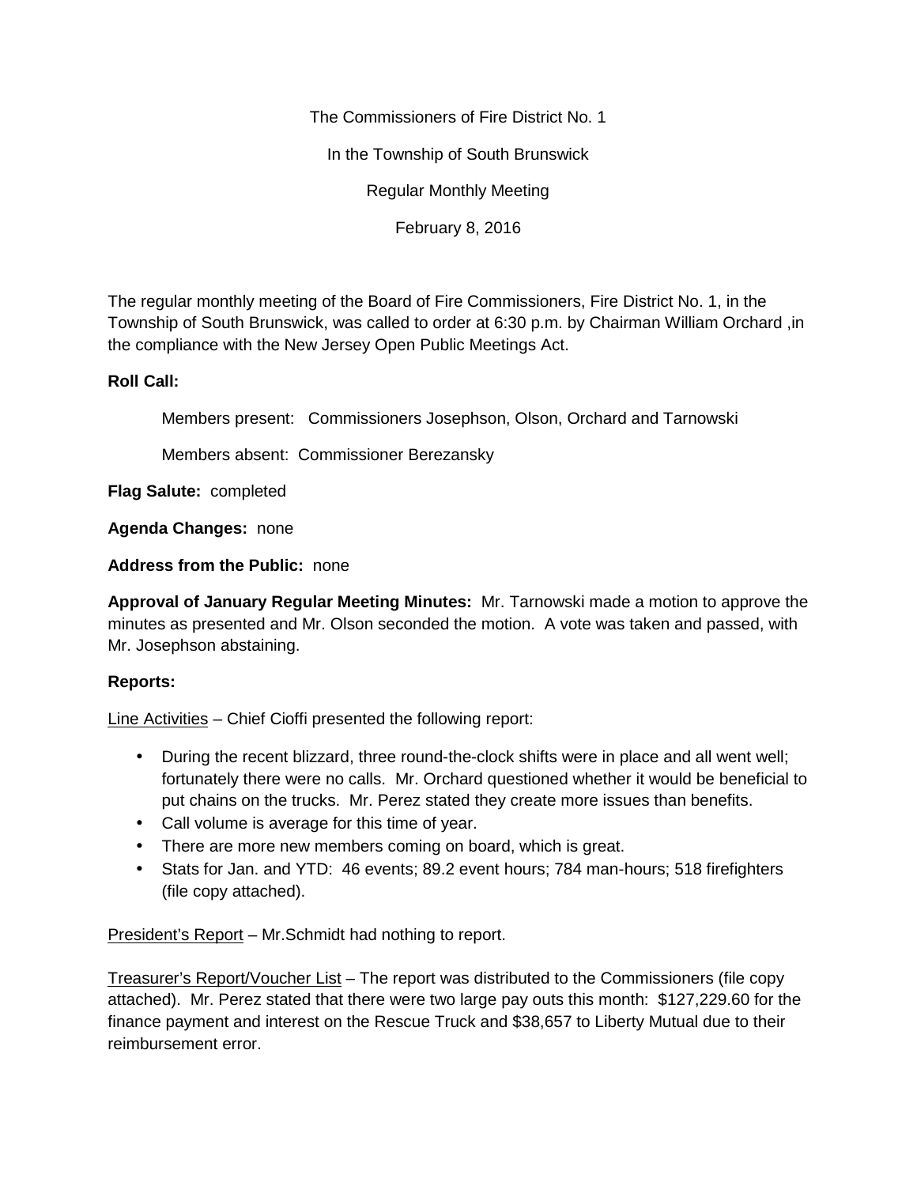The Commissioners of Fire District No. 1

In the Township of South Brunswick

Regular Monthly Meeting

February 8, 2016

The regular monthly meeting of the Board of Fire Commissioners, Fire District No. 1, in the Township of South Brunswick, was called to order at 6:30 p.m. by Chairman William Orchard ,in the compliance with the New Jersey Open Public Meetings Act.

**Roll Call:**

Members present: Commissioners Josephson, Olson, Orchard and Tarnowski

Members absent: Commissioner Berezansky

**Flag Salute:** completed

**Agenda Changes:** none

**Address from the Public:** none

**Approval of January Regular Meeting Minutes:** Mr. Tarnowski made a motion to approve the minutes as presented and Mr. Olson seconded the motion. A vote was taken and passed, with Mr. Josephson abstaining.

**Reports:**

Line Activities – Chief Cioffi presented the following report:

- During the recent blizzard, three round-the-clock shifts were in place and all went well; fortunately there were no calls. Mr. Orchard questioned whether it would be beneficial to put chains on the trucks. Mr. Perez stated they create more issues than benefits.
- Call volume is average for this time of year.
- There are more new members coming on board, which is great.
- Stats for Jan. and YTD: 46 events; 89.2 event hours; 784 man-hours; 518 firefighters (file copy attached).

President's Report – Mr.Schmidt had nothing to report.

Treasurer's Report/Voucher List – The report was distributed to the Commissioners (file copy attached). Mr. Perez stated that there were two large pay outs this month: $127,229.60 for the finance payment and interest on the Rescue Truck and $38,657 to Liberty Mutual due to their reimbursement error.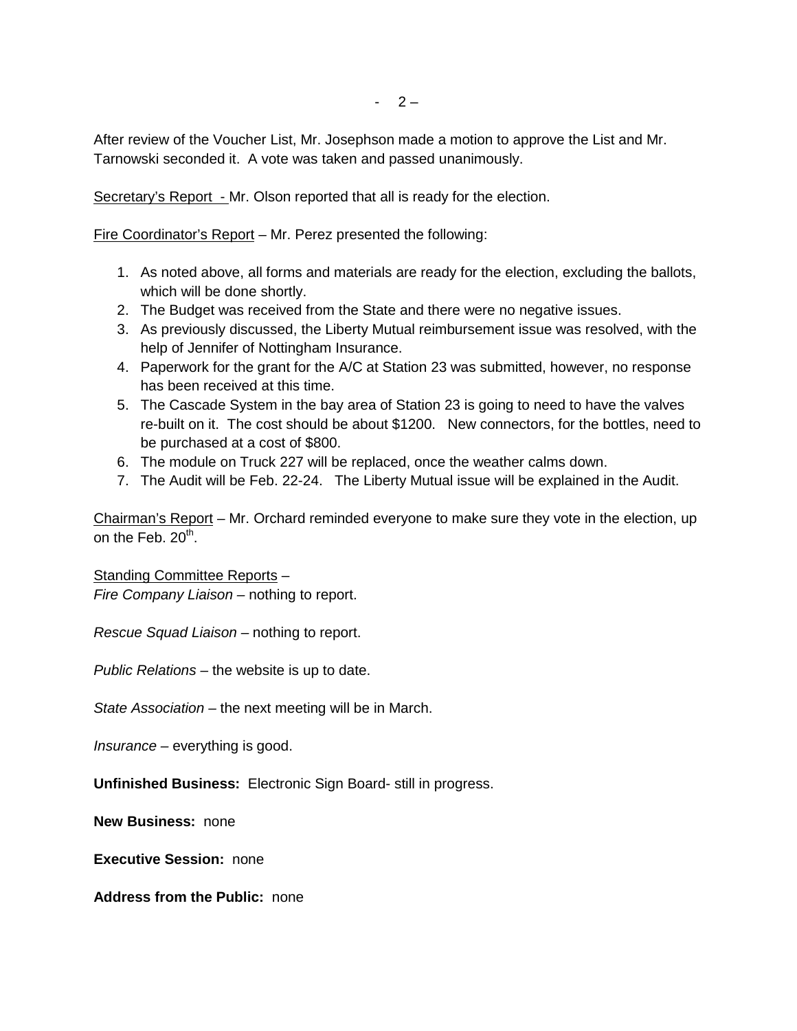After review of the Voucher List, Mr. Josephson made a motion to approve the List and Mr. Tarnowski seconded it. A vote was taken and passed unanimously.

Secretary's Report - Mr. Olson reported that all is ready for the election.

Fire Coordinator's Report – Mr. Perez presented the following:

1. As noted above, all forms and materials are ready for the election, excluding the ballots, which will be done shortly.
2. The Budget was received from the State and there were no negative issues.
3. As previously discussed, the Liberty Mutual reimbursement issue was resolved, with the help of Jennifer of Nottingham Insurance.
4. Paperwork for the grant for the A/C at Station 23 was submitted, however, no response has been received at this time.
5. The Cascade System in the bay area of Station 23 is going to need to have the valves re-built on it. The cost should be about $1200. New connectors, for the bottles, need to be purchased at a cost of $800.
6. The module on Truck 227 will be replaced, once the weather calms down.
7. The Audit will be Feb. 22-24. The Liberty Mutual issue will be explained in the Audit.

Chairman's Report – Mr. Orchard reminded everyone to make sure they vote in the election, up on the Feb. 20th.

Standing Committee Reports –

*Fire Company Liaison* – nothing to report.

*Rescue Squad Liaison* – nothing to report.

*Public Relations* – the website is up to date.

*State Association* – the next meeting will be in March.

*Insurance* – everything is good.

**Unfinished Business:** Electronic Sign Board- still in progress.

**New Business:** none

**Executive Session:** none

**Address from the Public:** none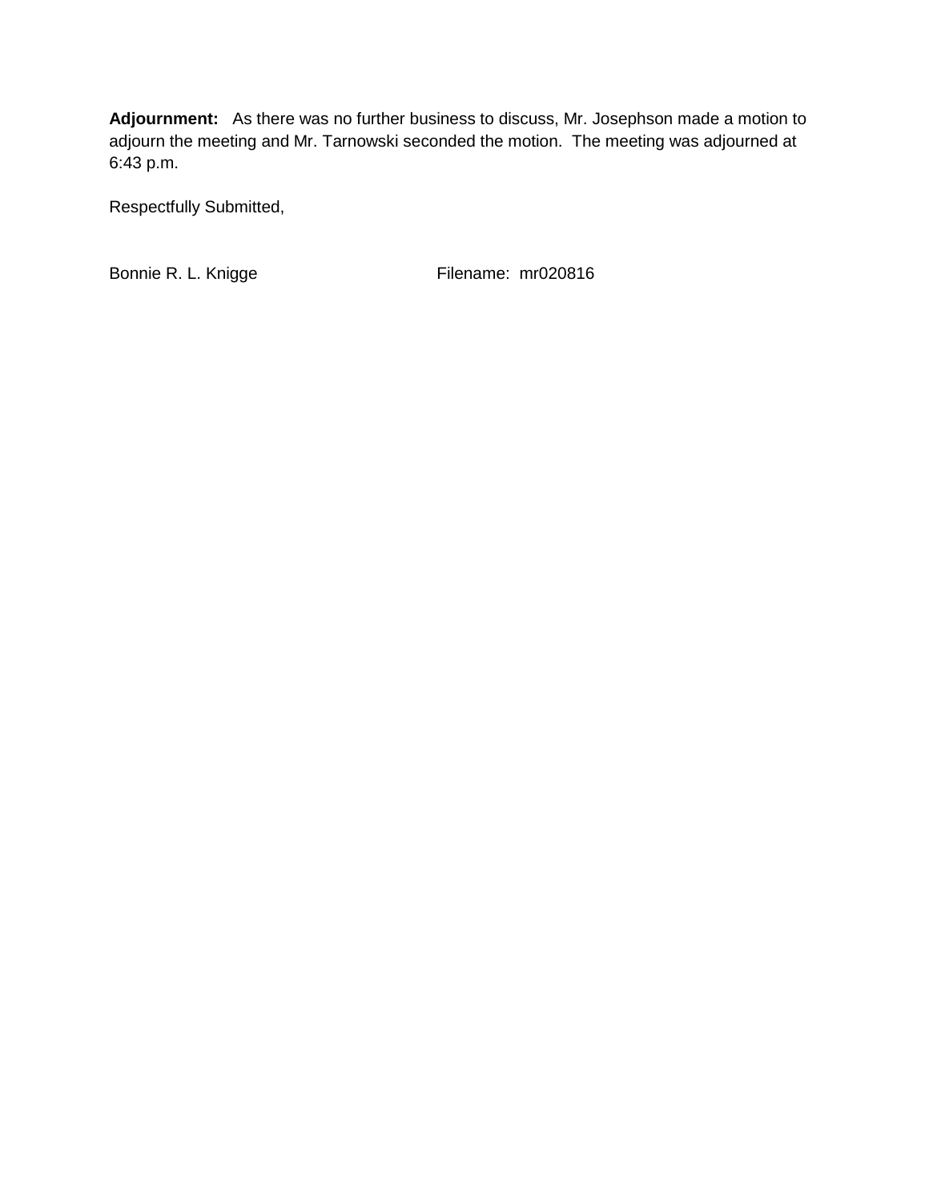**Adjournment:** As there was no further business to discuss, Mr. Josephson made a motion to adjourn the meeting and Mr. Tarnowski seconded the motion. The meeting was adjourned at 6:43 p.m.

Respectfully Submitted,

Bonnie R. L. Knigge Filename: mr020816